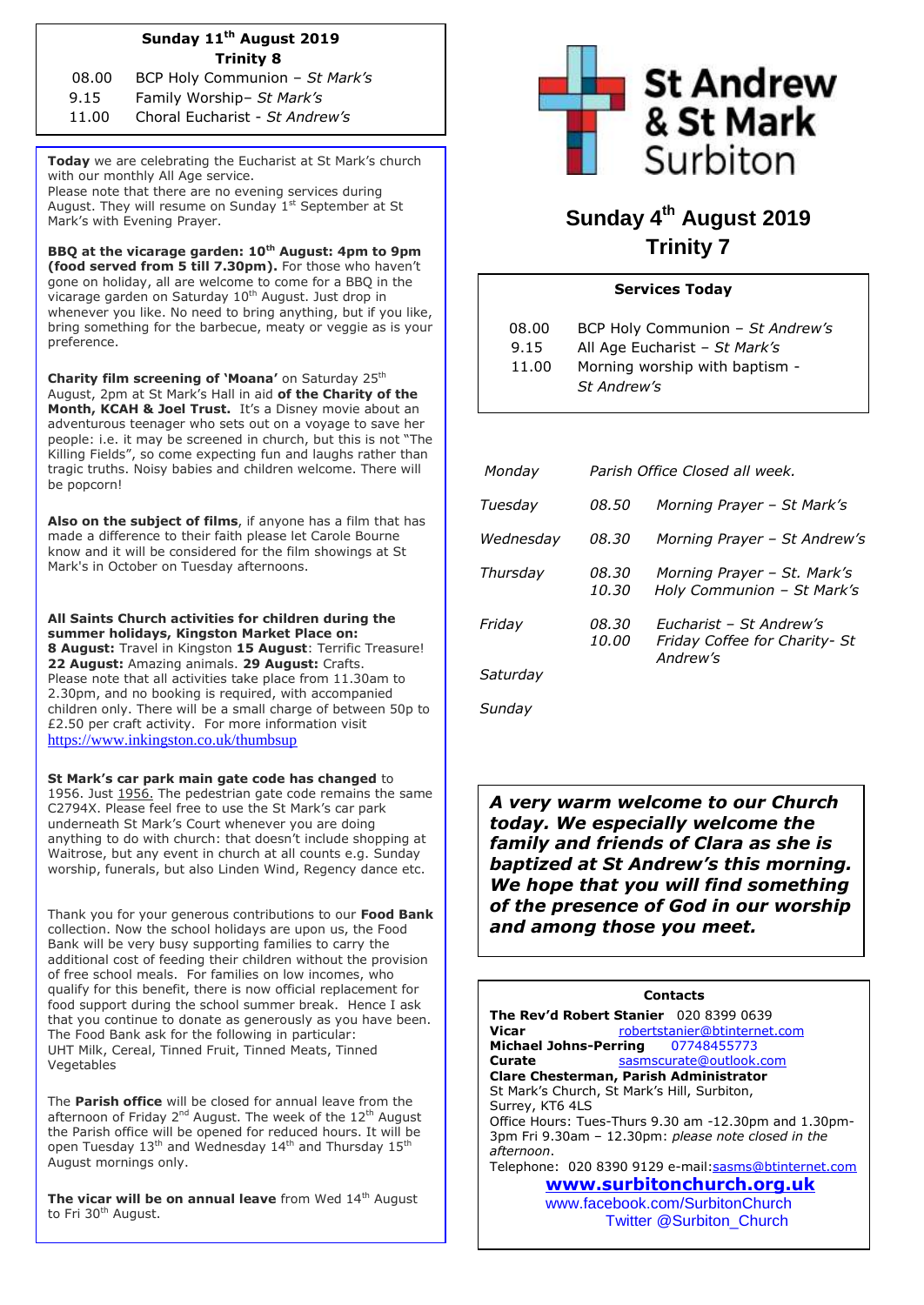# St Andrew & St Mark Surbiton

## Sunday 4th August 2019
## Trinity 7

**Services Today**

| | |
|---|---|
| 08.00 | BCP Holy Communion – *St Andrew's* |
| 9.15 | All Age Eucharist – *St Mark's* |
| 11.00 | Morning worship with baptism - *St Andrew's* |

| | | |
|---|---|---|
| *Monday* | *Parish Office Closed all week.* | |
| *Tuesday* | *08.50* | *Morning Prayer – St Mark's* |
| *Wednesday* | *08.30* | *Morning Prayer – St Andrew's* |
| *Thursday* | *08.30*<br>*10.30* | *Morning Prayer – St. Mark's*<br>*Holy Communion – St Mark's* |
| *Friday* | *08.30*<br>*10.00* | *Eucharist – St Andrew's*<br>*Friday Coffee for Charity- St Andrew's* |
| *Saturday* | | |
| *Sunday* | | |

***A very warm welcome to our Church today. We especially welcome the family and friends of Clara as she is baptized at St Andrew's this morning. We hope that you will find something of the presence of God in our worship and among those you meet.***

**Sunday 11th August 2019**
**Trinity 8**

| | |
|---|---|
| 08.00 | BCP Holy Communion – *St Mark's* |
| 9.15 | Family Worship– *St Mark's* |
| 11.00 | Choral Eucharist - *St Andrew's* |

**Today** we are celebrating the Eucharist at St Mark's church with our monthly All Age service.
Please note that there are no evening services during August. They will resume on Sunday 1st September at St Mark's with Evening Prayer.

**BBQ at the vicarage garden: 10th August: 4pm to 9pm (food served from 5 till 7.30pm).** For those who haven't gone on holiday, all are welcome to come for a BBQ in the vicarage garden on Saturday 10th August. Just drop in whenever you like. No need to bring anything, but if you like, bring something for the barbecue, meaty or veggie as is your preference.

**Charity film screening of 'Moana'** on Saturday 25th August, 2pm at St Mark's Hall in aid **of the Charity of the Month, KCAH & Joel Trust.** It's a Disney movie about an adventurous teenager who sets out on a voyage to save her people: i.e. it may be screened in church, but this is not "The Killing Fields", so come expecting fun and laughs rather than tragic truths. Noisy babies and children welcome. There will be popcorn!

**Also on the subject of films**, if anyone has a film that has made a difference to their faith please let Carole Bourne know and it will be considered for the film showings at St Mark's in October on Tuesday afternoons.

**All Saints Church activities for children during the summer holidays, Kingston Market Place on:**
**8 August:** Travel in Kingston **15 August**: Terrific Treasure! **22 August:** Amazing animals. **29 August:** Crafts.
Please note that all activities take place from 11.30am to 2.30pm, and no booking is required, with accompanied children only. There will be a small charge of between 50p to £2.50 per craft activity. For more information visit https://www.inkingston.co.uk/thumbsup

**St Mark's car park main gate code has changed** to 1956. Just 1956. The pedestrian gate code remains the same C2794X. Please feel free to use the St Mark's car park underneath St Mark's Court whenever you are doing anything to do with church: that doesn't include shopping at Waitrose, but any event in church at all counts e.g. Sunday worship, funerals, but also Linden Wind, Regency dance etc.

Thank you for your generous contributions to our **Food Bank** collection. Now the school holidays are upon us, the Food Bank will be very busy supporting families to carry the additional cost of feeding their children without the provision of free school meals. For families on low incomes, who qualify for this benefit, there is now official replacement for food support during the school summer break. Hence I ask that you continue to donate as generously as you have been. The Food Bank ask for the following in particular:
UHT Milk, Cereal, Tinned Fruit, Tinned Meats, Tinned Vegetables

The **Parish office** will be closed for annual leave from the afternoon of Friday 2nd August. The week of the 12th August the Parish office will be opened for reduced hours. It will be open Tuesday 13th and Wednesday 14th and Thursday 15th August mornings only.

**The vicar will be on annual leave** from Wed 14th August to Fri 30th August.

**Contacts**

**The Rev'd Robert Stanier** 020 8399 0639
**Vicar** robertstanier@btinternet.com
**Michael Johns-Perring** 07748455773
**Curate** sasmscurate@outlook.com
**Clare Chesterman, Parish Administrator**
St Mark's Church, St Mark's Hill, Surbiton, Surrey, KT6 4LS
Office Hours: Tues-Thurs 9.30 am -12.30pm and 1.30pm-3pm Fri 9.30am – 12.30pm: *please note closed in the afternoon*.
Telephone: 020 8390 9129 e-mail: sasms@btinternet.com

**www.surbitonchurch.org.uk**
www.facebook.com/SurbitonChurch
Twitter @Surbiton_Church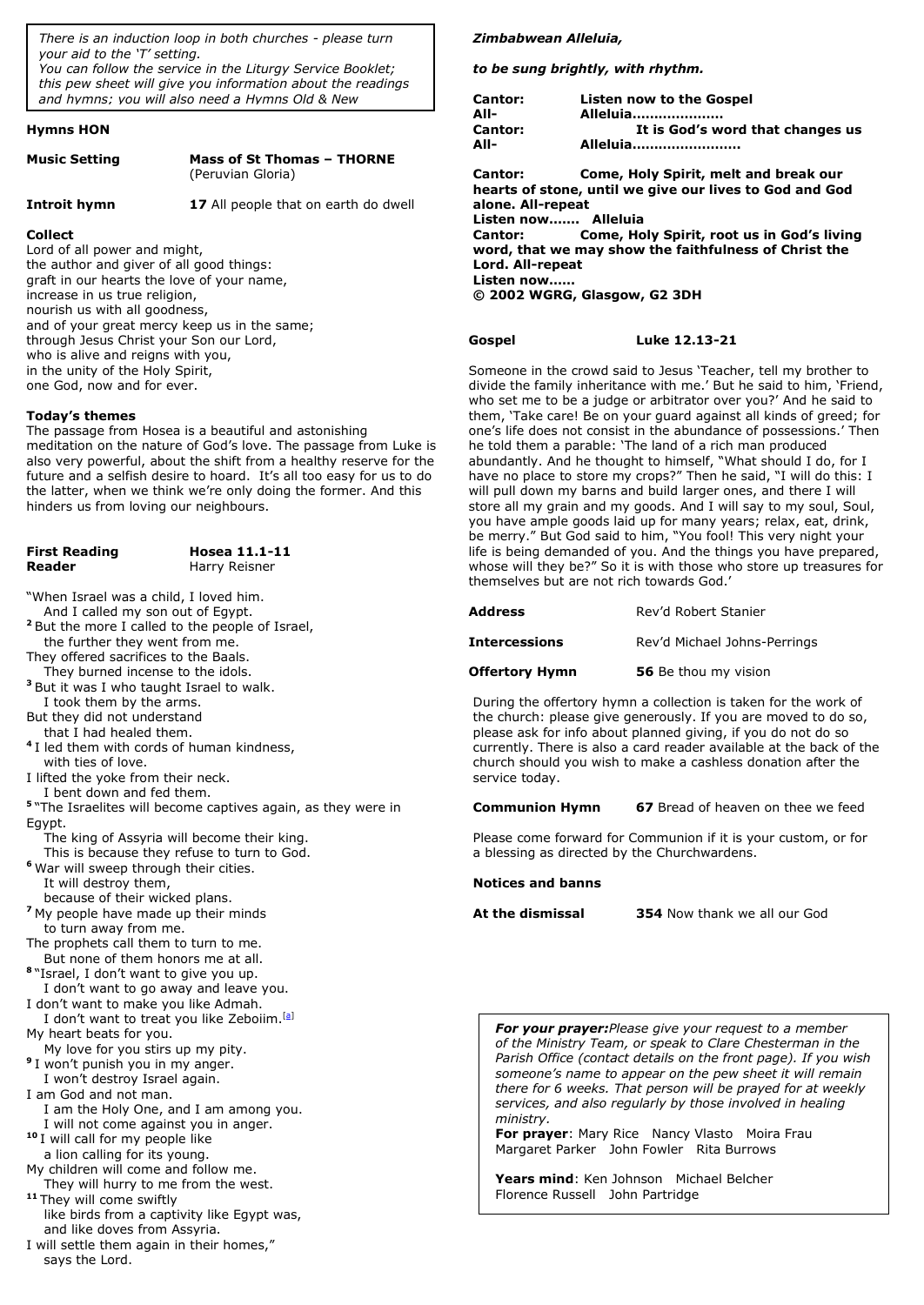*There is an induction loop in both churches - please turn your aid to the 'T' setting.*
*You can follow the service in the Liturgy Service Booklet; this pew sheet will give you information about the readings and hymns; you will also need a Hymns Old & New*

**Hymns HON**

**Music Setting** **Mass of St Thomas – THORNE** (Peruvian Gloria)

**Introit hymn** **17** All people that on earth do dwell

**Collect**
Lord of all power and might,
the author and giver of all good things:
graft in our hearts the love of your name,
increase in us true religion,
nourish us with all goodness,
and of your great mercy keep us in the same;
through Jesus Christ your Son our Lord,
who is alive and reigns with you,
in the unity of the Holy Spirit,
one God, now and for ever.

**Today's themes**
The passage from Hosea is a beautiful and astonishing meditation on the nature of God's love. The passage from Luke is also very powerful, about the shift from a healthy reserve for the future and a selfish desire to hoard. It's all too easy for us to do the latter, when we think we're only doing the former. And this hinders us from loving our neighbours.

**First Reading** **Hosea 11.1-11**
**Reader** Harry Reisner

"When Israel was a child, I loved him.
And I called my son out of Egypt.
[2] But the more I called to the people of Israel,
the further they went from me.
They offered sacrifices to the Baals.
They burned incense to the idols.
[3] But it was I who taught Israel to walk.
I took them by the arms.
But they did not understand
that I had healed them.
[4] I led them with cords of human kindness,
with ties of love.
I lifted the yoke from their neck.
I bent down and fed them.
[5] "The Israelites will become captives again, as they were in Egypt.
The king of Assyria will become their king.
This is because they refuse to turn to God.
[6] War will sweep through their cities.
It will destroy them,
because of their wicked plans.
[7] My people have made up their minds
to turn away from me.
The prophets call them to turn to me.
But none of them honors me at all.
[8] "Israel, I don't want to give you up.
I don't want to go away and leave you.
I don't want to make you like Admah.
I don't want to treat you like Zeboiim.[a]
My heart beats for you.
My love for you stirs up my pity.
[9] I won't punish you in my anger.
I won't destroy Israel again.
I am God and not man.
I am the Holy One, and I am among you.
I will not come against you in anger.
[10] I will call for my people like
a lion calling for its young.
My children will come and follow me.
They will hurry to me from the west.
[11] They will come swiftly
like birds from a captivity like Egypt was,
and like doves from Assyria.
I will settle them again in their homes,"
says the Lord.

***Zimbabwean Alleluia,***

***to be sung brightly, with rhythm.***

**Cantor:** **Listen now to the Gospel**
**All-** **Alleluia....................**
**Cantor:** **It is God's word that changes us**
**All-** **Alleluia........................**

**Cantor:** **Come, Holy Spirit, melt and break our hearts of stone, until we give our lives to God and God alone. All-repeat**
**Listen now....... Alleluia**
**Cantor:** **Come, Holy Spirit, root us in God's living word, that we may show the faithfulness of Christ the Lord. All-repeat**
**Listen now......**
**© 2002 WGRG, Glasgow, G2 3DH**

**Gospel** **Luke 12.13-21**

Someone in the crowd said to Jesus 'Teacher, tell my brother to divide the family inheritance with me.' But he said to him, 'Friend, who set me to be a judge or arbitrator over you?' And he said to them, 'Take care! Be on your guard against all kinds of greed; for one's life does not consist in the abundance of possessions.' Then he told them a parable: 'The land of a rich man produced abundantly. And he thought to himself, "What should I do, for I have no place to store my crops?" Then he said, "I will do this: I will pull down my barns and build larger ones, and there I will store all my grain and my goods. And I will say to my soul, Soul, you have ample goods laid up for many years; relax, eat, drink, be merry." But God said to him, "You fool! This very night your life is being demanded of you. And the things you have prepared, whose will they be?" So it is with those who store up treasures for themselves but are not rich towards God.'

**Address** Rev'd Robert Stanier

**Intercessions** Rev'd Michael Johns-Perrings

**Offertory Hymn** **56** Be thou my vision

During the offertory hymn a collection is taken for the work of the church: please give generously. If you are moved to do so, please ask for info about planned giving, if you do not do so currently. There is also a card reader available at the back of the church should you wish to make a cashless donation after the service today.

**Communion Hymn** **67** Bread of heaven on thee we feed

Please come forward for Communion if it is your custom, or for a blessing as directed by the Churchwardens.

**Notices and banns**

**At the dismissal** **354** Now thank we all our God

***For your prayer:****Please give your request to a member of the Ministry Team, or speak to Clare Chesterman in the Parish Office (contact details on the front page). If you wish someone's name to appear on the pew sheet it will remain there for 6 weeks. That person will be prayed for at weekly services, and also regularly by those involved in healing ministry.*
**For prayer**: Mary Rice Nancy Vlasto Moira Frau Margaret Parker John Fowler Rita Burrows

**Years mind**: Ken Johnson Michael Belcher Florence Russell John Partridge